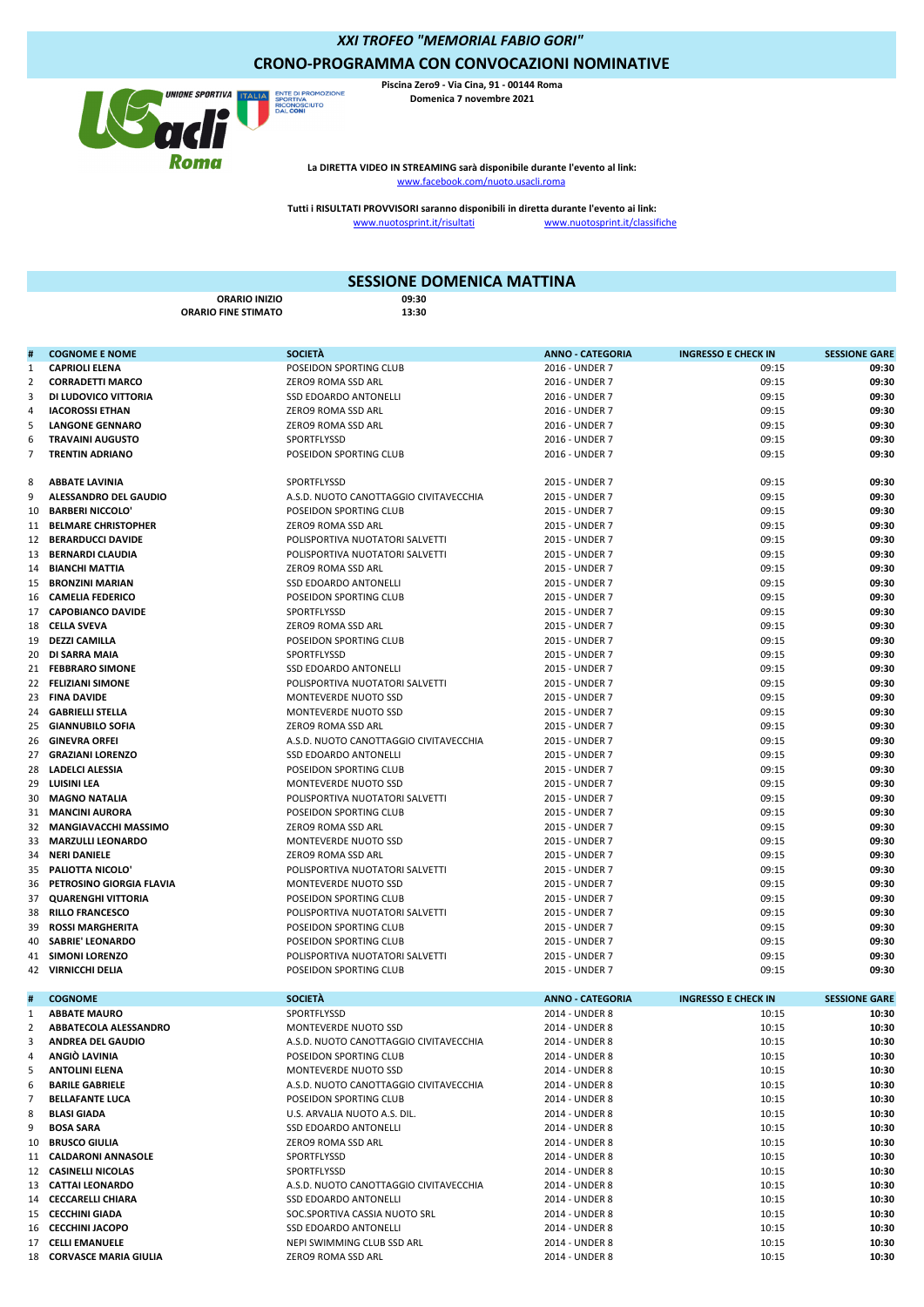# XXI TROFEO "MEMORIAL FABIO GORI"

## CRONO-PROGRAMMA CON CONVOCAZIONI NOMINATIVE

**Piscina Zero9 - Via Cina, 91 - 00144 Roma**
**Domenica 7 novembre 2021**

**La DIRETTA VIDEO IN STREAMING sarà disponibile durante l'evento al link:**
www.facebook.com/nuoto.usacli.roma

**Tutti i RISULTATI PROVVISORI saranno disponibili in diretta durante l'evento ai link:**
www.nuotosprint.it/risultati www.nuotosprint.it/classifiche

## SESSIONE DOMENICA MATTINA

**ORARIO INIZIO** 09:30
**ORARIO FINE STIMATO** 13:30

| # | COGNOME E NOME | SOCIETÀ | ANNO - CATEGORIA | INGRESSO E CHECK IN | SESSIONE GARE |
|---|---|---|---|---|---|
| 1 | CAPRIOLI ELENA | POSEIDON SPORTING CLUB | 2016 - UNDER 7 | 09:15 | 09:30 |
| 2 | CORRADETTI MARCO | ZERO9 ROMA SSD ARL | 2016 - UNDER 7 | 09:15 | 09:30 |
| 3 | DI LUDOVICO VITTORIA | SSD EDOARDO ANTONELLI | 2016 - UNDER 7 | 09:15 | 09:30 |
| 4 | IACOROSSI ETHAN | ZERO9 ROMA SSD ARL | 2016 - UNDER 7 | 09:15 | 09:30 |
| 5 | LANGONE GENNARO | ZERO9 ROMA SSD ARL | 2016 - UNDER 7 | 09:15 | 09:30 |
| 6 | TRAVAINI AUGUSTO | SPORTFLYSSD | 2016 - UNDER 7 | 09:15 | 09:30 |
| 7 | TRENTIN ADRIANO | POSEIDON SPORTING CLUB | 2016 - UNDER 7 | 09:15 | 09:30 |
| 8 | ABBATE LAVINIA | SPORTFLYSSD | 2015 - UNDER 7 | 09:15 | 09:30 |
| 9 | ALESSANDRO DEL GAUDIO | A.S.D. NUOTO CANOTTAGGIO CIVITAVECCHIA | 2015 - UNDER 7 | 09:15 | 09:30 |
| 10 | BARBERI NICCOLO' | POSEIDON SPORTING CLUB | 2015 - UNDER 7 | 09:15 | 09:30 |
| 11 | BELMARE CHRISTOPHER | ZERO9 ROMA SSD ARL | 2015 - UNDER 7 | 09:15 | 09:30 |
| 12 | BERARDUCCI DAVIDE | POLISPORTIVA NUOTATORI SALVETTI | 2015 - UNDER 7 | 09:15 | 09:30 |
| 13 | BERNARDI CLAUDIA | POLISPORTIVA NUOTATORI SALVETTI | 2015 - UNDER 7 | 09:15 | 09:30 |
| 14 | BIANCHI MATTIA | ZERO9 ROMA SSD ARL | 2015 - UNDER 7 | 09:15 | 09:30 |
| 15 | BRONZINI MARIAN | SSD EDOARDO ANTONELLI | 2015 - UNDER 7 | 09:15 | 09:30 |
| 16 | CAMELIA FEDERICO | POSEIDON SPORTING CLUB | 2015 - UNDER 7 | 09:15 | 09:30 |
| 17 | CAPOBIANCO DAVIDE | SPORTFLYSSD | 2015 - UNDER 7 | 09:15 | 09:30 |
| 18 | CELLA SVEVA | ZERO9 ROMA SSD ARL | 2015 - UNDER 7 | 09:15 | 09:30 |
| 19 | DEZZI CAMILLA | POSEIDON SPORTING CLUB | 2015 - UNDER 7 | 09:15 | 09:30 |
| 20 | DI SARRA MAIA | SPORTFLYSSD | 2015 - UNDER 7 | 09:15 | 09:30 |
| 21 | FEBBRARO SIMONE | SSD EDOARDO ANTONELLI | 2015 - UNDER 7 | 09:15 | 09:30 |
| 22 | FELIZIANI SIMONE | POLISPORTIVA NUOTATORI SALVETTI | 2015 - UNDER 7 | 09:15 | 09:30 |
| 23 | FINA DAVIDE | MONTEVERDE NUOTO SSD | 2015 - UNDER 7 | 09:15 | 09:30 |
| 24 | GABRIELLI STELLA | MONTEVERDE NUOTO SSD | 2015 - UNDER 7 | 09:15 | 09:30 |
| 25 | GIANNUBILO SOFIA | ZERO9 ROMA SSD ARL | 2015 - UNDER 7 | 09:15 | 09:30 |
| 26 | GINEVRA ORFEI | A.S.D. NUOTO CANOTTAGGIO CIVITAVECCHIA | 2015 - UNDER 7 | 09:15 | 09:30 |
| 27 | GRAZIANI LORENZO | SSD EDOARDO ANTONELLI | 2015 - UNDER 7 | 09:15 | 09:30 |
| 28 | LADELCI ALESSIA | POSEIDON SPORTING CLUB | 2015 - UNDER 7 | 09:15 | 09:30 |
| 29 | LUISINI LEA | MONTEVERDE NUOTO SSD | 2015 - UNDER 7 | 09:15 | 09:30 |
| 30 | MAGNO NATALIA | POLISPORTIVA NUOTATORI SALVETTI | 2015 - UNDER 7 | 09:15 | 09:30 |
| 31 | MANCINI AURORA | POSEIDON SPORTING CLUB | 2015 - UNDER 7 | 09:15 | 09:30 |
| 32 | MANGIAVACCHI MASSIMO | ZERO9 ROMA SSD ARL | 2015 - UNDER 7 | 09:15 | 09:30 |
| 33 | MARZULLI LEONARDO | MONTEVERDE NUOTO SSD | 2015 - UNDER 7 | 09:15 | 09:30 |
| 34 | NERI DANIELE | ZERO9 ROMA SSD ARL | 2015 - UNDER 7 | 09:15 | 09:30 |
| 35 | PALIOTTA NICOLO' | POLISPORTIVA NUOTATORI SALVETTI | 2015 - UNDER 7 | 09:15 | 09:30 |
| 36 | PETROSINO GIORGIA FLAVIA | MONTEVERDE NUOTO SSD | 2015 - UNDER 7 | 09:15 | 09:30 |
| 37 | QUARENGHI VITTORIA | POSEIDON SPORTING CLUB | 2015 - UNDER 7 | 09:15 | 09:30 |
| 38 | RILLO FRANCESCO | POLISPORTIVA NUOTATORI SALVETTI | 2015 - UNDER 7 | 09:15 | 09:30 |
| 39 | ROSSI MARGHERITA | POSEIDON SPORTING CLUB | 2015 - UNDER 7 | 09:15 | 09:30 |
| 40 | SABRIE' LEONARDO | POSEIDON SPORTING CLUB | 2015 - UNDER 7 | 09:15 | 09:30 |
| 41 | SIMONI LORENZO | POLISPORTIVA NUOTATORI SALVETTI | 2015 - UNDER 7 | 09:15 | 09:30 |
| 42 | VIRNICCHI DELIA | POSEIDON SPORTING CLUB | 2015 - UNDER 7 | 09:15 | 09:30 |

| # | COGNOME | SOCIETÀ | ANNO - CATEGORIA | INGRESSO E CHECK IN | SESSIONE GARE |
|---|---|---|---|---|---|
| 1 | ABBATE MAURO | SPORTFLYSSD | 2014 - UNDER 8 | 10:15 | 10:30 |
| 2 | ABBATECOLA ALESSANDRO | MONTEVERDE NUOTO SSD | 2014 - UNDER 8 | 10:15 | 10:30 |
| 3 | ANDREA DEL GAUDIO | A.S.D. NUOTO CANOTTAGGIO CIVITAVECCHIA | 2014 - UNDER 8 | 10:15 | 10:30 |
| 4 | ANGIÒ LAVINIA | POSEIDON SPORTING CLUB | 2014 - UNDER 8 | 10:15 | 10:30 |
| 5 | ANTOLINI ELENA | MONTEVERDE NUOTO SSD | 2014 - UNDER 8 | 10:15 | 10:30 |
| 6 | BARILE GABRIELE | A.S.D. NUOTO CANOTTAGGIO CIVITAVECCHIA | 2014 - UNDER 8 | 10:15 | 10:30 |
| 7 | BELLAFANTE LUCA | POSEIDON SPORTING CLUB | 2014 - UNDER 8 | 10:15 | 10:30 |
| 8 | BLASI GIADA | U.S. ARVALIA NUOTO A.S. DIL. | 2014 - UNDER 8 | 10:15 | 10:30 |
| 9 | BOSA SARA | SSD EDOARDO ANTONELLI | 2014 - UNDER 8 | 10:15 | 10:30 |
| 10 | BRUSCO GIULIA | ZERO9 ROMA SSD ARL | 2014 - UNDER 8 | 10:15 | 10:30 |
| 11 | CALDARONI ANNASOLE | SPORTFLYSSD | 2014 - UNDER 8 | 10:15 | 10:30 |
| 12 | CASINELLI NICOLAS | SPORTFLYSSD | 2014 - UNDER 8 | 10:15 | 10:30 |
| 13 | CATTAI LEONARDO | A.S.D. NUOTO CANOTTAGGIO CIVITAVECCHIA | 2014 - UNDER 8 | 10:15 | 10:30 |
| 14 | CECCARELLI CHIARA | SSD EDOARDO ANTONELLI | 2014 - UNDER 8 | 10:15 | 10:30 |
| 15 | CECCHINI GIADA | SOC.SPORTIVA CASSIA NUOTO SRL | 2014 - UNDER 8 | 10:15 | 10:30 |
| 16 | CECCHINI JACOPO | SSD EDOARDO ANTONELLI | 2014 - UNDER 8 | 10:15 | 10:30 |
| 17 | CELLI EMANUELE | NEPI SWIMMING CLUB SSD ARL | 2014 - UNDER 8 | 10:15 | 10:30 |
| 18 | CORVASCE MARIA GIULIA | ZERO9 ROMA SSD ARL | 2014 - UNDER 8 | 10:15 | 10:30 |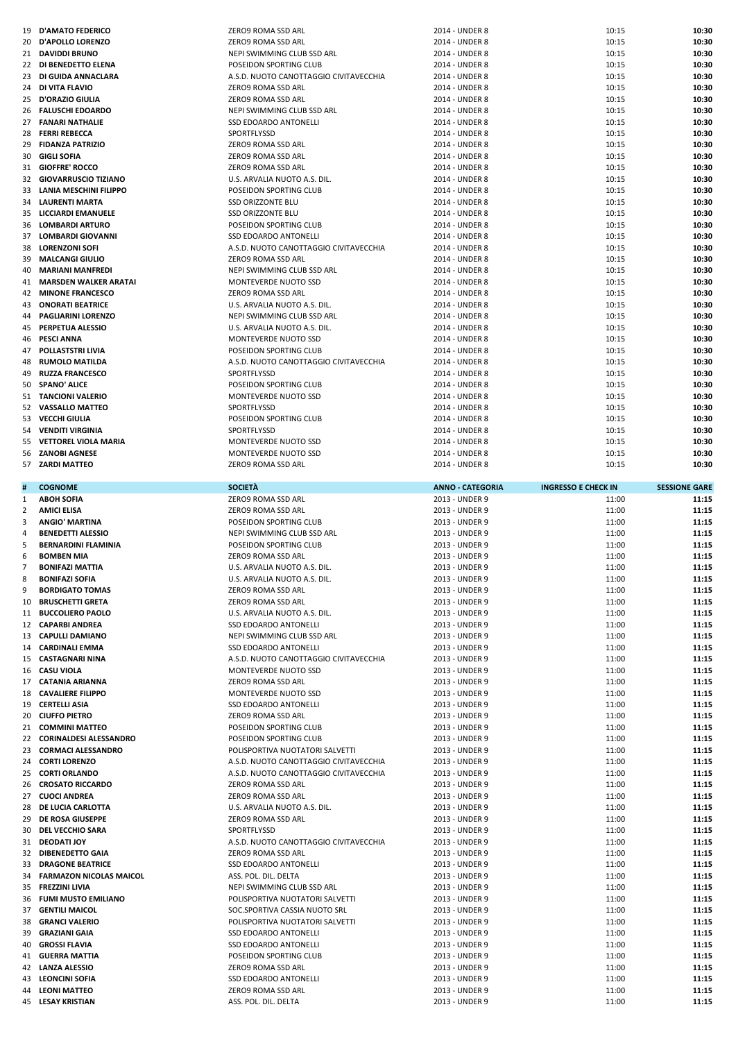| # | COGNOME | SOCIETÀ | ANNO - CATEGORIA | INGRESSO E CHECK IN | SESSIONE GARE |
|---|---|---|---|---|---|
| 19 | D'AMATO FEDERICO | ZERO9 ROMA SSD ARL | 2014 - UNDER 8 | 10:15 | **10:30** |
| 20 | D'APOLLO LORENZO | ZERO9 ROMA SSD ARL | 2014 - UNDER 8 | 10:15 | **10:30** |
| 21 | DAVIDDI BRUNO | NEPI SWIMMING CLUB SSD ARL | 2014 - UNDER 8 | 10:15 | **10:30** |
| 22 | DI BENEDETTO ELENA | POSEIDON SPORTING CLUB | 2014 - UNDER 8 | 10:15 | **10:30** |
| 23 | DI GUIDA ANNACLARA | A.S.D. NUOTO CANOTTAGGIO CIVITAVECCHIA | 2014 - UNDER 8 | 10:15 | **10:30** |
| 24 | DI VITA FLAVIO | ZERO9 ROMA SSD ARL | 2014 - UNDER 8 | 10:15 | **10:30** |
| 25 | D'ORAZIO GIULIA | ZERO9 ROMA SSD ARL | 2014 - UNDER 8 | 10:15 | **10:30** |
| 26 | FALUSCHI EDOARDO | NEPI SWIMMING CLUB SSD ARL | 2014 - UNDER 8 | 10:15 | **10:30** |
| 27 | FANARI NATHALIE | SSD EDOARDO ANTONELLI | 2014 - UNDER 8 | 10:15 | **10:30** |
| 28 | FERRI REBECCA | SPORTFLYSSD | 2014 - UNDER 8 | 10:15 | **10:30** |
| 29 | FIDANZA PATRIZIO | ZERO9 ROMA SSD ARL | 2014 - UNDER 8 | 10:15 | **10:30** |
| 30 | GIGLI SOFIA | ZERO9 ROMA SSD ARL | 2014 - UNDER 8 | 10:15 | **10:30** |
| 31 | GIOFFRE' ROCCO | ZERO9 ROMA SSD ARL | 2014 - UNDER 8 | 10:15 | **10:30** |
| 32 | GIOVARRUSCIO TIZIANO | U.S. ARVALIA NUOTO A.S. DIL. | 2014 - UNDER 8 | 10:15 | **10:30** |
| 33 | LANIA MESCHINI FILIPPO | POSEIDON SPORTING CLUB | 2014 - UNDER 8 | 10:15 | **10:30** |
| 34 | LAURENTI MARTA | SSD ORIZZONTE BLU | 2014 - UNDER 8 | 10:15 | **10:30** |
| 35 | LICCIARDI EMANUELE | SSD ORIZZONTE BLU | 2014 - UNDER 8 | 10:15 | **10:30** |
| 36 | LOMBARDI ARTURO | POSEIDON SPORTING CLUB | 2014 - UNDER 8 | 10:15 | **10:30** |
| 37 | LOMBARDI GIOVANNI | SSD EDOARDO ANTONELLI | 2014 - UNDER 8 | 10:15 | **10:30** |
| 38 | LORENZONI SOFI | A.S.D. NUOTO CANOTTAGGIO CIVITAVECCHIA | 2014 - UNDER 8 | 10:15 | **10:30** |
| 39 | MALCANGI GIULIO | ZERO9 ROMA SSD ARL | 2014 - UNDER 8 | 10:15 | **10:30** |
| 40 | MARIANI MANFREDI | NEPI SWIMMING CLUB SSD ARL | 2014 - UNDER 8 | 10:15 | **10:30** |
| 41 | MARSDEN WALKER ARATAI | MONTEVERDE NUOTO SSD | 2014 - UNDER 8 | 10:15 | **10:30** |
| 42 | MINONE FRANCESCO | ZERO9 ROMA SSD ARL | 2014 - UNDER 8 | 10:15 | **10:30** |
| 43 | ONORATI BEATRICE | U.S. ARVALIA NUOTO A.S. DIL. | 2014 - UNDER 8 | 10:15 | **10:30** |
| 44 | PAGLIARINI LORENZO | NEPI SWIMMING CLUB SSD ARL | 2014 - UNDER 8 | 10:15 | **10:30** |
| 45 | PERPETUA ALESSIO | U.S. ARVALIA NUOTO A.S. DIL. | 2014 - UNDER 8 | 10:15 | **10:30** |
| 46 | PESCI ANNA | MONTEVERDE NUOTO SSD | 2014 - UNDER 8 | 10:15 | **10:30** |
| 47 | POLLASTSTRI LIVIA | POSEIDON SPORTING CLUB | 2014 - UNDER 8 | 10:15 | **10:30** |
| 48 | RUMOLO MATILDA | A.S.D. NUOTO CANOTTAGGIO CIVITAVECCHIA | 2014 - UNDER 8 | 10:15 | **10:30** |
| 49 | RUZZA FRANCESCO | SPORTFLYSSD | 2014 - UNDER 8 | 10:15 | **10:30** |
| 50 | SPANO' ALICE | POSEIDON SPORTING CLUB | 2014 - UNDER 8 | 10:15 | **10:30** |
| 51 | TANCIONI VALERIO | MONTEVERDE NUOTO SSD | 2014 - UNDER 8 | 10:15 | **10:30** |
| 52 | VASSALLO MATTEO | SPORTFLYSSD | 2014 - UNDER 8 | 10:15 | **10:30** |
| 53 | VECCHI GIULIA | POSEIDON SPORTING CLUB | 2014 - UNDER 8 | 10:15 | **10:30** |
| 54 | VENDITI VIRGINIA | SPORTFLYSSD | 2014 - UNDER 8 | 10:15 | **10:30** |
| 55 | VETTOREL VIOLA MARIA | MONTEVERDE NUOTO SSD | 2014 - UNDER 8 | 10:15 | **10:30** |
| 56 | ZANOBI AGNESE | MONTEVERDE NUOTO SSD | 2014 - UNDER 8 | 10:15 | **10:30** |
| 57 | ZARDI MATTEO | ZERO9 ROMA SSD ARL | 2014 - UNDER 8 | 10:15 | **10:30** |

| # | COGNOME | SOCIETÀ | ANNO - CATEGORIA | INGRESSO E CHECK IN | SESSIONE GARE |
|---|---|---|---|---|---|
| 1 | ABOH SOFIA | ZERO9 ROMA SSD ARL | 2013 - UNDER 9 | 11:00 | **11:15** |
| 2 | AMICI ELISA | ZERO9 ROMA SSD ARL | 2013 - UNDER 9 | 11:00 | **11:15** |
| 3 | ANGIO' MARTINA | POSEIDON SPORTING CLUB | 2013 - UNDER 9 | 11:00 | **11:15** |
| 4 | BENEDETTI ALESSIO | NEPI SWIMMING CLUB SSD ARL | 2013 - UNDER 9 | 11:00 | **11:15** |
| 5 | BERNARDINI FLAMINIA | POSEIDON SPORTING CLUB | 2013 - UNDER 9 | 11:00 | **11:15** |
| 6 | BOMBEN MIA | ZERO9 ROMA SSD ARL | 2013 - UNDER 9 | 11:00 | **11:15** |
| 7 | BONIFAZI MATTIA | U.S. ARVALIA NUOTO A.S. DIL. | 2013 - UNDER 9 | 11:00 | **11:15** |
| 8 | BONIFAZI SOFIA | U.S. ARVALIA NUOTO A.S. DIL. | 2013 - UNDER 9 | 11:00 | **11:15** |
| 9 | BORDIGATO TOMAS | ZERO9 ROMA SSD ARL | 2013 - UNDER 9 | 11:00 | **11:15** |
| 10 | BRUSCHETTI GRETA | ZERO9 ROMA SSD ARL | 2013 - UNDER 9 | 11:00 | **11:15** |
| 11 | BUCCOLIERO PAOLO | U.S. ARVALIA NUOTO A.S. DIL. | 2013 - UNDER 9 | 11:00 | **11:15** |
| 12 | CAPARBI ANDREA | SSD EDOARDO ANTONELLI | 2013 - UNDER 9 | 11:00 | **11:15** |
| 13 | CAPULLI DAMIANO | NEPI SWIMMING CLUB SSD ARL | 2013 - UNDER 9 | 11:00 | **11:15** |
| 14 | CARDINALI EMMA | SSD EDOARDO ANTONELLI | 2013 - UNDER 9 | 11:00 | **11:15** |
| 15 | CASTAGNARI NINA | A.S.D. NUOTO CANOTTAGGIO CIVITAVECCHIA | 2013 - UNDER 9 | 11:00 | **11:15** |
| 16 | CASU VIOLA | MONTEVERDE NUOTO SSD | 2013 - UNDER 9 | 11:00 | **11:15** |
| 17 | CATANIA ARIANNA | ZERO9 ROMA SSD ARL | 2013 - UNDER 9 | 11:00 | **11:15** |
| 18 | CAVALIERE FILIPPO | MONTEVERDE NUOTO SSD | 2013 - UNDER 9 | 11:00 | **11:15** |
| 19 | CERTELLI ASIA | SSD EDOARDO ANTONELLI | 2013 - UNDER 9 | 11:00 | **11:15** |
| 20 | CIUFFO PIETRO | ZERO9 ROMA SSD ARL | 2013 - UNDER 9 | 11:00 | **11:15** |
| 21 | COMMINI MATTEO | POSEIDON SPORTING CLUB | 2013 - UNDER 9 | 11:00 | **11:15** |
| 22 | CORINALDESI ALESSANDRO | POSEIDON SPORTING CLUB | 2013 - UNDER 9 | 11:00 | **11:15** |
| 23 | CORMACI ALESSANDRO | POLISPORTIVA NUOTATORI SALVETTI | 2013 - UNDER 9 | 11:00 | **11:15** |
| 24 | CORTI LORENZO | A.S.D. NUOTO CANOTTAGGIO CIVITAVECCHIA | 2013 - UNDER 9 | 11:00 | **11:15** |
| 25 | CORTI ORLANDO | A.S.D. NUOTO CANOTTAGGIO CIVITAVECCHIA | 2013 - UNDER 9 | 11:00 | **11:15** |
| 26 | CROSATO RICCARDO | ZERO9 ROMA SSD ARL | 2013 - UNDER 9 | 11:00 | **11:15** |
| 27 | CUOCI ANDREA | ZERO9 ROMA SSD ARL | 2013 - UNDER 9 | 11:00 | **11:15** |
| 28 | DE LUCIA CARLOTTA | U.S. ARVALIA NUOTO A.S. DIL. | 2013 - UNDER 9 | 11:00 | **11:15** |
| 29 | DE ROSA GIUSEPPE | ZERO9 ROMA SSD ARL | 2013 - UNDER 9 | 11:00 | **11:15** |
| 30 | DEL VECCHIO SARA | SPORTFLYSSD | 2013 - UNDER 9 | 11:00 | **11:15** |
| 31 | DEODATI JOY | A.S.D. NUOTO CANOTTAGGIO CIVITAVECCHIA | 2013 - UNDER 9 | 11:00 | **11:15** |
| 32 | DIBENEDETTO GAIA | ZERO9 ROMA SSD ARL | 2013 - UNDER 9 | 11:00 | **11:15** |
| 33 | DRAGONE BEATRICE | SSD EDOARDO ANTONELLI | 2013 - UNDER 9 | 11:00 | **11:15** |
| 34 | FARMAZON NICOLAS MAICOL | ASS. POL. DIL. DELTA | 2013 - UNDER 9 | 11:00 | **11:15** |
| 35 | FREZZINI LIVIA | NEPI SWIMMING CLUB SSD ARL | 2013 - UNDER 9 | 11:00 | **11:15** |
| 36 | FUMI MUSTO EMILIANO | POLISPORTIVA NUOTATORI SALVETTI | 2013 - UNDER 9 | 11:00 | **11:15** |
| 37 | GENTILI MAICOL | SOC.SPORTIVA CASSIA NUOTO SRL | 2013 - UNDER 9 | 11:00 | **11:15** |
| 38 | GRANCI VALERIO | POLISPORTIVA NUOTATORI SALVETTI | 2013 - UNDER 9 | 11:00 | **11:15** |
| 39 | GRAZIANI GAIA | SSD EDOARDO ANTONELLI | 2013 - UNDER 9 | 11:00 | **11:15** |
| 40 | GROSSI FLAVIA | SSD EDOARDO ANTONELLI | 2013 - UNDER 9 | 11:00 | **11:15** |
| 41 | GUERRA MATTIA | POSEIDON SPORTING CLUB | 2013 - UNDER 9 | 11:00 | **11:15** |
| 42 | LANZA ALESSIO | ZERO9 ROMA SSD ARL | 2013 - UNDER 9 | 11:00 | **11:15** |
| 43 | LEONCINI SOFIA | SSD EDOARDO ANTONELLI | 2013 - UNDER 9 | 11:00 | **11:15** |
| 44 | LEONI MATTEO | ZERO9 ROMA SSD ARL | 2013 - UNDER 9 | 11:00 | **11:15** |
| 45 | LESAY KRISTIAN | ASS. POL. DIL. DELTA | 2013 - UNDER 9 | 11:00 | **11:15** |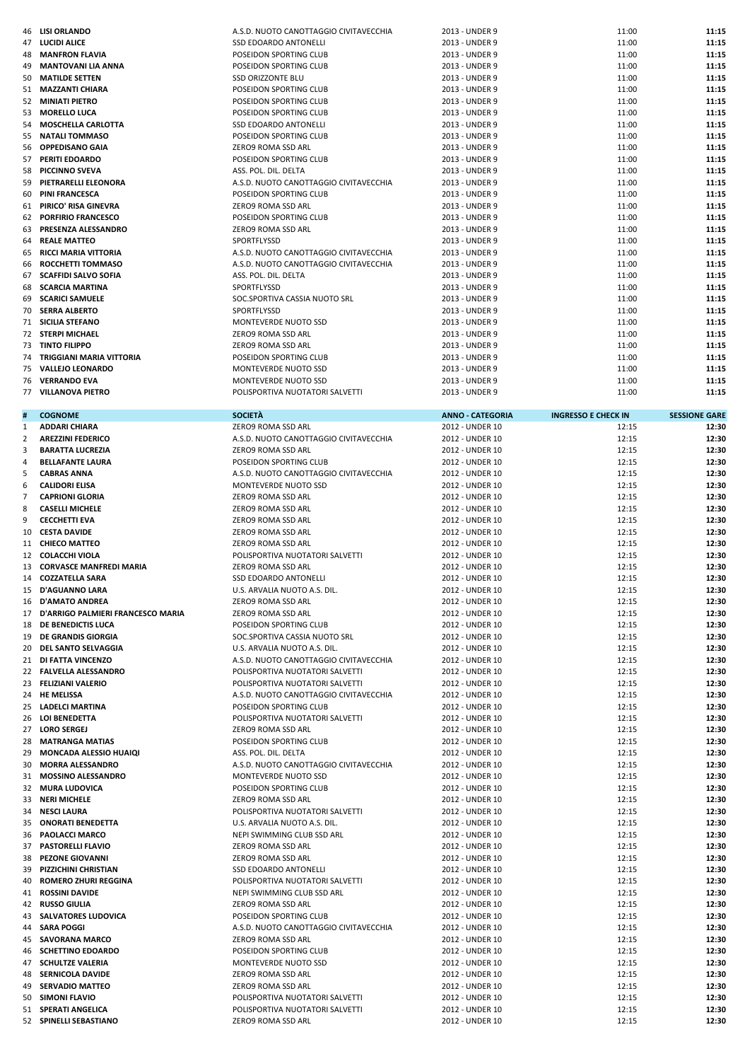| # | COGNOME | SOCIETÀ | ANNO - CATEGORIA | INGRESSO E CHECK IN | SESSIONE GARE |
|---|---|---|---|---|---|
| 46 | LISI ORLANDO | A.S.D. NUOTO CANOTTAGGIO CIVITAVECCHIA | 2013 - UNDER 9 | 11:00 | **11:15** |
| 47 | LUCIDI ALICE | SSD EDOARDO ANTONELLI | 2013 - UNDER 9 | 11:00 | **11:15** |
| 48 | MANFRON FLAVIA | POSEIDON SPORTING CLUB | 2013 - UNDER 9 | 11:00 | **11:15** |
| 49 | MANTOVANI LIA ANNA | POSEIDON SPORTING CLUB | 2013 - UNDER 9 | 11:00 | **11:15** |
| 50 | MATILDE SETTEN | SSD ORIZZONTE BLU | 2013 - UNDER 9 | 11:00 | **11:15** |
| 51 | MAZZANTI CHIARA | POSEIDON SPORTING CLUB | 2013 - UNDER 9 | 11:00 | **11:15** |
| 52 | MINIATI PIETRO | POSEIDON SPORTING CLUB | 2013 - UNDER 9 | 11:00 | **11:15** |
| 53 | MORELLO LUCA | POSEIDON SPORTING CLUB | 2013 - UNDER 9 | 11:00 | **11:15** |
| 54 | MOSCHELLA CARLOTTA | SSD EDOARDO ANTONELLI | 2013 - UNDER 9 | 11:00 | **11:15** |
| 55 | NATALI TOMMASO | POSEIDON SPORTING CLUB | 2013 - UNDER 9 | 11:00 | **11:15** |
| 56 | OPPEDISANO GAIA | ZERO9 ROMA SSD ARL | 2013 - UNDER 9 | 11:00 | **11:15** |
| 57 | PERITI EDOARDO | POSEIDON SPORTING CLUB | 2013 - UNDER 9 | 11:00 | **11:15** |
| 58 | PICCINNO SVEVA | ASS. POL. DIL. DELTA | 2013 - UNDER 9 | 11:00 | **11:15** |
| 59 | PIETRARELLI ELEONORA | A.S.D. NUOTO CANOTTAGGIO CIVITAVECCHIA | 2013 - UNDER 9 | 11:00 | **11:15** |
| 60 | PINI FRANCESCA | POSEIDON SPORTING CLUB | 2013 - UNDER 9 | 11:00 | **11:15** |
| 61 | PIRICO' RISA GINEVRA | ZERO9 ROMA SSD ARL | 2013 - UNDER 9 | 11:00 | **11:15** |
| 62 | PORFIRIO FRANCESCO | POSEIDON SPORTING CLUB | 2013 - UNDER 9 | 11:00 | **11:15** |
| 63 | PRESENZA ALESSANDRO | ZERO9 ROMA SSD ARL | 2013 - UNDER 9 | 11:00 | **11:15** |
| 64 | REALE MATTEO | SPORTFLYSSD | 2013 - UNDER 9 | 11:00 | **11:15** |
| 65 | RICCI MARIA VITTORIA | A.S.D. NUOTO CANOTTAGGIO CIVITAVECCHIA | 2013 - UNDER 9 | 11:00 | **11:15** |
| 66 | ROCCHETTI TOMMASO | A.S.D. NUOTO CANOTTAGGIO CIVITAVECCHIA | 2013 - UNDER 9 | 11:00 | **11:15** |
| 67 | SCAFFIDI SALVO SOFIA | ASS. POL. DIL. DELTA | 2013 - UNDER 9 | 11:00 | **11:15** |
| 68 | SCARCIA MARTINA | SPORTFLYSSD | 2013 - UNDER 9 | 11:00 | **11:15** |
| 69 | SCARICI SAMUELE | SOC.SPORTIVA CASSIA NUOTO SRL | 2013 - UNDER 9 | 11:00 | **11:15** |
| 70 | SERRA ALBERTO | SPORTFLYSSD | 2013 - UNDER 9 | 11:00 | **11:15** |
| 71 | SICILIA STEFANO | MONTEVERDE NUOTO SSD | 2013 - UNDER 9 | 11:00 | **11:15** |
| 72 | STERPI MICHAEL | ZERO9 ROMA SSD ARL | 2013 - UNDER 9 | 11:00 | **11:15** |
| 73 | TINTO FILIPPO | ZERO9 ROMA SSD ARL | 2013 - UNDER 9 | 11:00 | **11:15** |
| 74 | TRIGGIANI MARIA VITTORIA | POSEIDON SPORTING CLUB | 2013 - UNDER 9 | 11:00 | **11:15** |
| 75 | VALLEJO LEONARDO | MONTEVERDE NUOTO SSD | 2013 - UNDER 9 | 11:00 | **11:15** |
| 76 | VERRANDO EVA | MONTEVERDE NUOTO SSD | 2013 - UNDER 9 | 11:00 | **11:15** |
| 77 | VILLANOVA PIETRO | POLISPORTIVA NUOTATORI SALVETTI | 2013 - UNDER 9 | 11:00 | **11:15** |

| # | COGNOME | SOCIETÀ | ANNO - CATEGORIA | INGRESSO E CHECK IN | SESSIONE GARE |
|---|---|---|---|---|---|
| 1 | ADDARI CHIARA | ZERO9 ROMA SSD ARL | 2012 - UNDER 10 | 12:15 | **12:30** |
| 2 | AREZZINI FEDERICO | A.S.D. NUOTO CANOTTAGGIO CIVITAVECCHIA | 2012 - UNDER 10 | 12:15 | **12:30** |
| 3 | BARATTA LUCREZIA | ZERO9 ROMA SSD ARL | 2012 - UNDER 10 | 12:15 | **12:30** |
| 4 | BELLAFANTE LAURA | POSEIDON SPORTING CLUB | 2012 - UNDER 10 | 12:15 | **12:30** |
| 5 | CABRAS ANNA | A.S.D. NUOTO CANOTTAGGIO CIVITAVECCHIA | 2012 - UNDER 10 | 12:15 | **12:30** |
| 6 | CALIDORI ELISA | MONTEVERDE NUOTO SSD | 2012 - UNDER 10 | 12:15 | **12:30** |
| 7 | CAPRIONI GLORIA | ZERO9 ROMA SSD ARL | 2012 - UNDER 10 | 12:15 | **12:30** |
| 8 | CASELLI MICHELE | ZERO9 ROMA SSD ARL | 2012 - UNDER 10 | 12:15 | **12:30** |
| 9 | CECCHETTI EVA | ZERO9 ROMA SSD ARL | 2012 - UNDER 10 | 12:15 | **12:30** |
| 10 | CESTA DAVIDE | ZERO9 ROMA SSD ARL | 2012 - UNDER 10 | 12:15 | **12:30** |
| 11 | CHIECO MATTEO | ZERO9 ROMA SSD ARL | 2012 - UNDER 10 | 12:15 | **12:30** |
| 12 | COLACCHI VIOLA | POLISPORTIVA NUOTATORI SALVETTI | 2012 - UNDER 10 | 12:15 | **12:30** |
| 13 | CORVASCE MANFREDI MARIA | ZERO9 ROMA SSD ARL | 2012 - UNDER 10 | 12:15 | **12:30** |
| 14 | COZZATELLA SARA | SSD EDOARDO ANTONELLI | 2012 - UNDER 10 | 12:15 | **12:30** |
| 15 | D'AGUANNO LARA | U.S. ARVALIA NUOTO A.S. DIL. | 2012 - UNDER 10 | 12:15 | **12:30** |
| 16 | D'AMATO ANDREA | ZERO9 ROMA SSD ARL | 2012 - UNDER 10 | 12:15 | **12:30** |
| 17 | D'ARRIGO PALMIERI FRANCESCO MARIA | ZERO9 ROMA SSD ARL | 2012 - UNDER 10 | 12:15 | **12:30** |
| 18 | DE BENEDICTIS LUCA | POSEIDON SPORTING CLUB | 2012 - UNDER 10 | 12:15 | **12:30** |
| 19 | DE GRANDIS GIORGIA | SOC.SPORTIVA CASSIA NUOTO SRL | 2012 - UNDER 10 | 12:15 | **12:30** |
| 20 | DEL SANTO SELVAGGIA | U.S. ARVALIA NUOTO A.S. DIL. | 2012 - UNDER 10 | 12:15 | **12:30** |
| 21 | DI FATTA VINCENZO | A.S.D. NUOTO CANOTTAGGIO CIVITAVECCHIA | 2012 - UNDER 10 | 12:15 | **12:30** |
| 22 | FALVELLA ALESSANDRO | POLISPORTIVA NUOTATORI SALVETTI | 2012 - UNDER 10 | 12:15 | **12:30** |
| 23 | FELIZIANI VALERIO | POLISPORTIVA NUOTATORI SALVETTI | 2012 - UNDER 10 | 12:15 | **12:30** |
| 24 | HE MELISSA | A.S.D. NUOTO CANOTTAGGIO CIVITAVECCHIA | 2012 - UNDER 10 | 12:15 | **12:30** |
| 25 | LADELCI MARTINA | POSEIDON SPORTING CLUB | 2012 - UNDER 10 | 12:15 | **12:30** |
| 26 | LOI BENEDETTA | POLISPORTIVA NUOTATORI SALVETTI | 2012 - UNDER 10 | 12:15 | **12:30** |
| 27 | LORO SERGEJ | ZERO9 ROMA SSD ARL | 2012 - UNDER 10 | 12:15 | **12:30** |
| 28 | MATRANGA MATIAS | POSEIDON SPORTING CLUB | 2012 - UNDER 10 | 12:15 | **12:30** |
| 29 | MONCADA ALESSIO HUAIQI | ASS. POL. DIL. DELTA | 2012 - UNDER 10 | 12:15 | **12:30** |
| 30 | MORRA ALESSANDRO | A.S.D. NUOTO CANOTTAGGIO CIVITAVECCHIA | 2012 - UNDER 10 | 12:15 | **12:30** |
| 31 | MOSSINO ALESSANDRO | MONTEVERDE NUOTO SSD | 2012 - UNDER 10 | 12:15 | **12:30** |
| 32 | MURA LUDOVICA | POSEIDON SPORTING CLUB | 2012 - UNDER 10 | 12:15 | **12:30** |
| 33 | NERI MICHELE | ZERO9 ROMA SSD ARL | 2012 - UNDER 10 | 12:15 | **12:30** |
| 34 | NESCI LAURA | POLISPORTIVA NUOTATORI SALVETTI | 2012 - UNDER 10 | 12:15 | **12:30** |
| 35 | ONORATI BENEDETTA | U.S. ARVALIA NUOTO A.S. DIL. | 2012 - UNDER 10 | 12:15 | **12:30** |
| 36 | PAOLACCI MARCO | NEPI SWIMMING CLUB SSD ARL | 2012 - UNDER 10 | 12:15 | **12:30** |
| 37 | PASTORELLI FLAVIO | ZERO9 ROMA SSD ARL | 2012 - UNDER 10 | 12:15 | **12:30** |
| 38 | PEZONE GIOVANNI | ZERO9 ROMA SSD ARL | 2012 - UNDER 10 | 12:15 | **12:30** |
| 39 | PIZZICHINI CHRISTIAN | SSD EDOARDO ANTONELLI | 2012 - UNDER 10 | 12:15 | **12:30** |
| 40 | ROMERO ZHURI REGGINA | POLISPORTIVA NUOTATORI SALVETTI | 2012 - UNDER 10 | 12:15 | **12:30** |
| 41 | ROSSINI DAVIDE | NEPI SWIMMING CLUB SSD ARL | 2012 - UNDER 10 | 12:15 | **12:30** |
| 42 | RUSSO GIULIA | ZERO9 ROMA SSD ARL | 2012 - UNDER 10 | 12:15 | **12:30** |
| 43 | SALVATORES LUDOVICA | POSEIDON SPORTING CLUB | 2012 - UNDER 10 | 12:15 | **12:30** |
| 44 | SARA POGGI | A.S.D. NUOTO CANOTTAGGIO CIVITAVECCHIA | 2012 - UNDER 10 | 12:15 | **12:30** |
| 45 | SAVORANA MARCO | ZERO9 ROMA SSD ARL | 2012 - UNDER 10 | 12:15 | **12:30** |
| 46 | SCHETTINO EDOARDO | POSEIDON SPORTING CLUB | 2012 - UNDER 10 | 12:15 | **12:30** |
| 47 | SCHULTZE VALERIA | MONTEVERDE NUOTO SSD | 2012 - UNDER 10 | 12:15 | **12:30** |
| 48 | SERNICOLA DAVIDE | ZERO9 ROMA SSD ARL | 2012 - UNDER 10 | 12:15 | **12:30** |
| 49 | SERVADIO MATTEO | ZERO9 ROMA SSD ARL | 2012 - UNDER 10 | 12:15 | **12:30** |
| 50 | SIMONI FLAVIO | POLISPORTIVA NUOTATORI SALVETTI | 2012 - UNDER 10 | 12:15 | **12:30** |
| 51 | SPERATI ANGELICA | POLISPORTIVA NUOTATORI SALVETTI | 2012 - UNDER 10 | 12:15 | **12:30** |
| 52 | SPINELLI SEBASTIANO | ZERO9 ROMA SSD ARL | 2012 - UNDER 10 | 12:15 | **12:30** |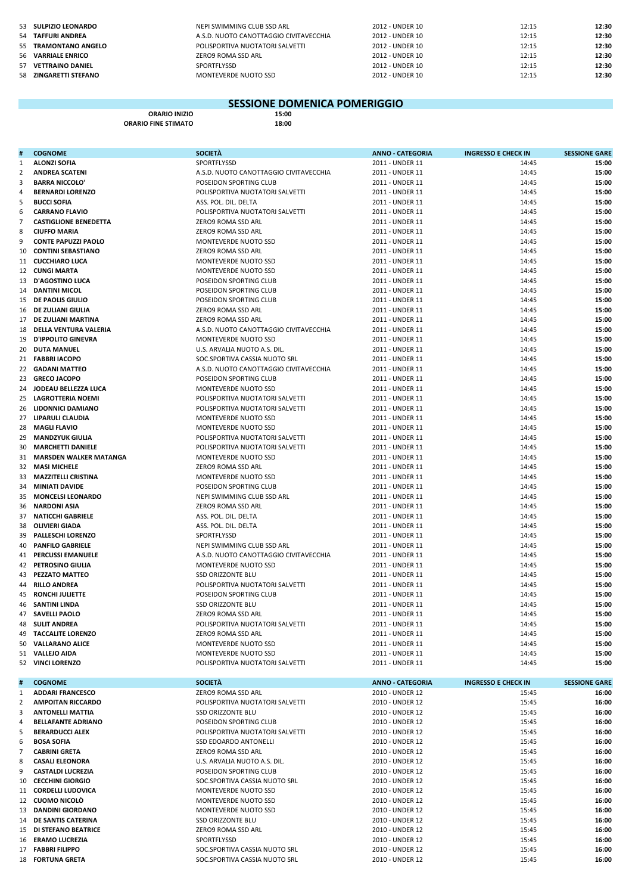| # | COGNOME | SOCIETÀ | ANNO - CATEGORIA | INGRESSO E CHECK IN | SESSIONE GARE |
|---|---|---|---|---|---|
| 53 | SULPIZIO LEONARDO | NEPI SWIMMING CLUB SSD ARL | 2012 - UNDER 10 | 12:15 | **12:30** |
| 54 | TAFFURI ANDREA | A.S.D. NUOTO CANOTTAGGIO CIVITAVECCHIA | 2012 - UNDER 10 | 12:15 | **12:30** |
| 55 | TRAMONTANO ANGELO | POLISPORTIVA NUOTATORI SALVETTI | 2012 - UNDER 10 | 12:15 | **12:30** |
| 56 | VARRIALE ENRICO | ZERO9 ROMA SSD ARL | 2012 - UNDER 10 | 12:15 | **12:30** |
| 57 | VETTRAINO DANIEL | SPORTFLYSSD | 2012 - UNDER 10 | 12:15 | **12:30** |
| 58 | ZINGARETTI STEFANO | MONTEVERDE NUOTO SSD | 2012 - UNDER 10 | 12:15 | **12:30** |

## SESSIONE DOMENICA POMERIGGIO

**ORARIO INIZIO** **15:00**
**ORARIO FINE STIMATO** **18:00**

| # | COGNOME | SOCIETÀ | ANNO - CATEGORIA | INGRESSO E CHECK IN | SESSIONE GARE |
|---|---|---|---|---|---|
| 1 | ALONZI SOFIA | SPORTFLYSSD | 2011 - UNDER 11 | 14:45 | **15:00** |
| 2 | ANDREA SCATENI | A.S.D. NUOTO CANOTTAGGIO CIVITAVECCHIA | 2011 - UNDER 11 | 14:45 | **15:00** |
| 3 | BARRA NICCOLO' | POSEIDON SPORTING CLUB | 2011 - UNDER 11 | 14:45 | **15:00** |
| 4 | BERNARDI LORENZO | POLISPORTIVA NUOTATORI SALVETTI | 2011 - UNDER 11 | 14:45 | **15:00** |
| 5 | BUCCI SOFIA | ASS. POL. DIL. DELTA | 2011 - UNDER 11 | 14:45 | **15:00** |
| 6 | CARRANO FLAVIO | POLISPORTIVA NUOTATORI SALVETTI | 2011 - UNDER 11 | 14:45 | **15:00** |
| 7 | CASTIGLIONE BENEDETTA | ZERO9 ROMA SSD ARL | 2011 - UNDER 11 | 14:45 | **15:00** |
| 8 | CIUFFO MARIA | ZERO9 ROMA SSD ARL | 2011 - UNDER 11 | 14:45 | **15:00** |
| 9 | CONTE PAPUZZI PAOLO | MONTEVERDE NUOTO SSD | 2011 - UNDER 11 | 14:45 | **15:00** |
| 10 | CONTINI SEBASTIANO | ZERO9 ROMA SSD ARL | 2011 - UNDER 11 | 14:45 | **15:00** |
| 11 | CUCCHIARO LUCA | MONTEVERDE NUOTO SSD | 2011 - UNDER 11 | 14:45 | **15:00** |
| 12 | CUNGI MARTA | MONTEVERDE NUOTO SSD | 2011 - UNDER 11 | 14:45 | **15:00** |
| 13 | D'AGOSTINO LUCA | POSEIDON SPORTING CLUB | 2011 - UNDER 11 | 14:45 | **15:00** |
| 14 | DANTINI MICOL | POSEIDON SPORTING CLUB | 2011 - UNDER 11 | 14:45 | **15:00** |
| 15 | DE PAOLIS GIULIO | POSEIDON SPORTING CLUB | 2011 - UNDER 11 | 14:45 | **15:00** |
| 16 | DE ZULIANI GIULIA | ZERO9 ROMA SSD ARL | 2011 - UNDER 11 | 14:45 | **15:00** |
| 17 | DE ZULIANI MARTINA | ZERO9 ROMA SSD ARL | 2011 - UNDER 11 | 14:45 | **15:00** |
| 18 | DELLA VENTURA VALERIA | A.S.D. NUOTO CANOTTAGGIO CIVITAVECCHIA | 2011 - UNDER 11 | 14:45 | **15:00** |
| 19 | D'IPPOLITO GINEVRA | MONTEVERDE NUOTO SSD | 2011 - UNDER 11 | 14:45 | **15:00** |
| 20 | DUTA MANUEL | U.S. ARVALIA NUOTO A.S. DIL. | 2011 - UNDER 11 | 14:45 | **15:00** |
| 21 | FABBRI IACOPO | SOC.SPORTIVA CASSIA NUOTO SRL | 2011 - UNDER 11 | 14:45 | **15:00** |
| 22 | GADANI MATTEO | A.S.D. NUOTO CANOTTAGGIO CIVITAVECCHIA | 2011 - UNDER 11 | 14:45 | **15:00** |
| 23 | GRECO JACOPO | POSEIDON SPORTING CLUB | 2011 - UNDER 11 | 14:45 | **15:00** |
| 24 | JODEAU BELLEZZA LUCA | MONTEVERDE NUOTO SSD | 2011 - UNDER 11 | 14:45 | **15:00** |
| 25 | LAGROTTERIA NOEMI | POLISPORTIVA NUOTATORI SALVETTI | 2011 - UNDER 11 | 14:45 | **15:00** |
| 26 | LIDONNICI DAMIANO | POLISPORTIVA NUOTATORI SALVETTI | 2011 - UNDER 11 | 14:45 | **15:00** |
| 27 | LIPARULI CLAUDIA | MONTEVERDE NUOTO SSD | 2011 - UNDER 11 | 14:45 | **15:00** |
| 28 | MAGLI FLAVIO | MONTEVERDE NUOTO SSD | 2011 - UNDER 11 | 14:45 | **15:00** |
| 29 | MANDZYUK GIULIA | POLISPORTIVA NUOTATORI SALVETTI | 2011 - UNDER 11 | 14:45 | **15:00** |
| 30 | MARCHETTI DANIELE | POLISPORTIVA NUOTATORI SALVETTI | 2011 - UNDER 11 | 14:45 | **15:00** |
| 31 | MARSDEN WALKER MATANGA | MONTEVERDE NUOTO SSD | 2011 - UNDER 11 | 14:45 | **15:00** |
| 32 | MASI MICHELE | ZERO9 ROMA SSD ARL | 2011 - UNDER 11 | 14:45 | **15:00** |
| 33 | MAZZITELLI CRISTINA | MONTEVERDE NUOTO SSD | 2011 - UNDER 11 | 14:45 | **15:00** |
| 34 | MINIATI DAVIDE | POSEIDON SPORTING CLUB | 2011 - UNDER 11 | 14:45 | **15:00** |
| 35 | MONCELSI LEONARDO | NEPI SWIMMING CLUB SSD ARL | 2011 - UNDER 11 | 14:45 | **15:00** |
| 36 | NARDONI ASIA | ZERO9 ROMA SSD ARL | 2011 - UNDER 11 | 14:45 | **15:00** |
| 37 | NATICCHI GABRIELE | ASS. POL. DIL. DELTA | 2011 - UNDER 11 | 14:45 | **15:00** |
| 38 | OLIVIERI GIADA | ASS. POL. DIL. DELTA | 2011 - UNDER 11 | 14:45 | **15:00** |
| 39 | PALLESCHI LORENZO | SPORTFLYSSD | 2011 - UNDER 11 | 14:45 | **15:00** |
| 40 | PANFILO GABRIELE | NEPI SWIMMING CLUB SSD ARL | 2011 - UNDER 11 | 14:45 | **15:00** |
| 41 | PERCUSSI EMANUELE | A.S.D. NUOTO CANOTTAGGIO CIVITAVECCHIA | 2011 - UNDER 11 | 14:45 | **15:00** |
| 42 | PETROSINO GIULIA | MONTEVERDE NUOTO SSD | 2011 - UNDER 11 | 14:45 | **15:00** |
| 43 | PEZZATO MATTEO | SSD ORIZZONTE BLU | 2011 - UNDER 11 | 14:45 | **15:00** |
| 44 | RILLO ANDREA | POLISPORTIVA NUOTATORI SALVETTI | 2011 - UNDER 11 | 14:45 | **15:00** |
| 45 | RONCHI JULIETTE | POSEIDON SPORTING CLUB | 2011 - UNDER 11 | 14:45 | **15:00** |
| 46 | SANTINI LINDA | SSD ORIZZONTE BLU | 2011 - UNDER 11 | 14:45 | **15:00** |
| 47 | SAVELLI PAOLO | ZERO9 ROMA SSD ARL | 2011 - UNDER 11 | 14:45 | **15:00** |
| 48 | SULIT ANDREA | POLISPORTIVA NUOTATORI SALVETTI | 2011 - UNDER 11 | 14:45 | **15:00** |
| 49 | TACCALITE LORENZO | ZERO9 ROMA SSD ARL | 2011 - UNDER 11 | 14:45 | **15:00** |
| 50 | VALLARANO ALICE | MONTEVERDE NUOTO SSD | 2011 - UNDER 11 | 14:45 | **15:00** |
| 51 | VALLEJO AIDA | MONTEVERDE NUOTO SSD | 2011 - UNDER 11 | 14:45 | **15:00** |
| 52 | VINCI LORENZO | POLISPORTIVA NUOTATORI SALVETTI | 2011 - UNDER 11 | 14:45 | **15:00** |

| # | COGNOME | SOCIETÀ | ANNO - CATEGORIA | INGRESSO E CHECK IN | SESSIONE GARE |
|---|---|---|---|---|---|
| 1 | ADDARI FRANCESCO | ZERO9 ROMA SSD ARL | 2010 - UNDER 12 | 15:45 | **16:00** |
| 2 | AMPOITAN RICCARDO | POLISPORTIVA NUOTATORI SALVETTI | 2010 - UNDER 12 | 15:45 | **16:00** |
| 3 | ANTONELLI MATTIA | SSD ORIZZONTE BLU | 2010 - UNDER 12 | 15:45 | **16:00** |
| 4 | BELLAFANTE ADRIANO | POSEIDON SPORTING CLUB | 2010 - UNDER 12 | 15:45 | **16:00** |
| 5 | BERARDUCCI ALEX | POLISPORTIVA NUOTATORI SALVETTI | 2010 - UNDER 12 | 15:45 | **16:00** |
| 6 | BOSA SOFIA | SSD EDOARDO ANTONELLI | 2010 - UNDER 12 | 15:45 | **16:00** |
| 7 | CABRINI GRETA | ZERO9 ROMA SSD ARL | 2010 - UNDER 12 | 15:45 | **16:00** |
| 8 | CASALI ELEONORA | U.S. ARVALIA NUOTO A.S. DIL. | 2010 - UNDER 12 | 15:45 | **16:00** |
| 9 | CASTALDI LUCREZIA | POSEIDON SPORTING CLUB | 2010 - UNDER 12 | 15:45 | **16:00** |
| 10 | CECCHINI GIORGIO | SOC.SPORTIVA CASSIA NUOTO SRL | 2010 - UNDER 12 | 15:45 | **16:00** |
| 11 | CORDELLI LUDOVICA | MONTEVERDE NUOTO SSD | 2010 - UNDER 12 | 15:45 | **16:00** |
| 12 | CUOMO NICOLÒ | MONTEVERDE NUOTO SSD | 2010 - UNDER 12 | 15:45 | **16:00** |
| 13 | DANDINI GIORDANO | MONTEVERDE NUOTO SSD | 2010 - UNDER 12 | 15:45 | **16:00** |
| 14 | DE SANTIS CATERINA | SSD ORIZZONTE BLU | 2010 - UNDER 12 | 15:45 | **16:00** |
| 15 | DI STEFANO BEATRICE | ZERO9 ROMA SSD ARL | 2010 - UNDER 12 | 15:45 | **16:00** |
| 16 | ERAMO LUCREZIA | SPORTFLYSSD | 2010 - UNDER 12 | 15:45 | **16:00** |
| 17 | FABBRI FILIPPO | SOC.SPORTIVA CASSIA NUOTO SRL | 2010 - UNDER 12 | 15:45 | **16:00** |
| 18 | FORTUNA GRETA | SOC.SPORTIVA CASSIA NUOTO SRL | 2010 - UNDER 12 | 15:45 | **16:00** |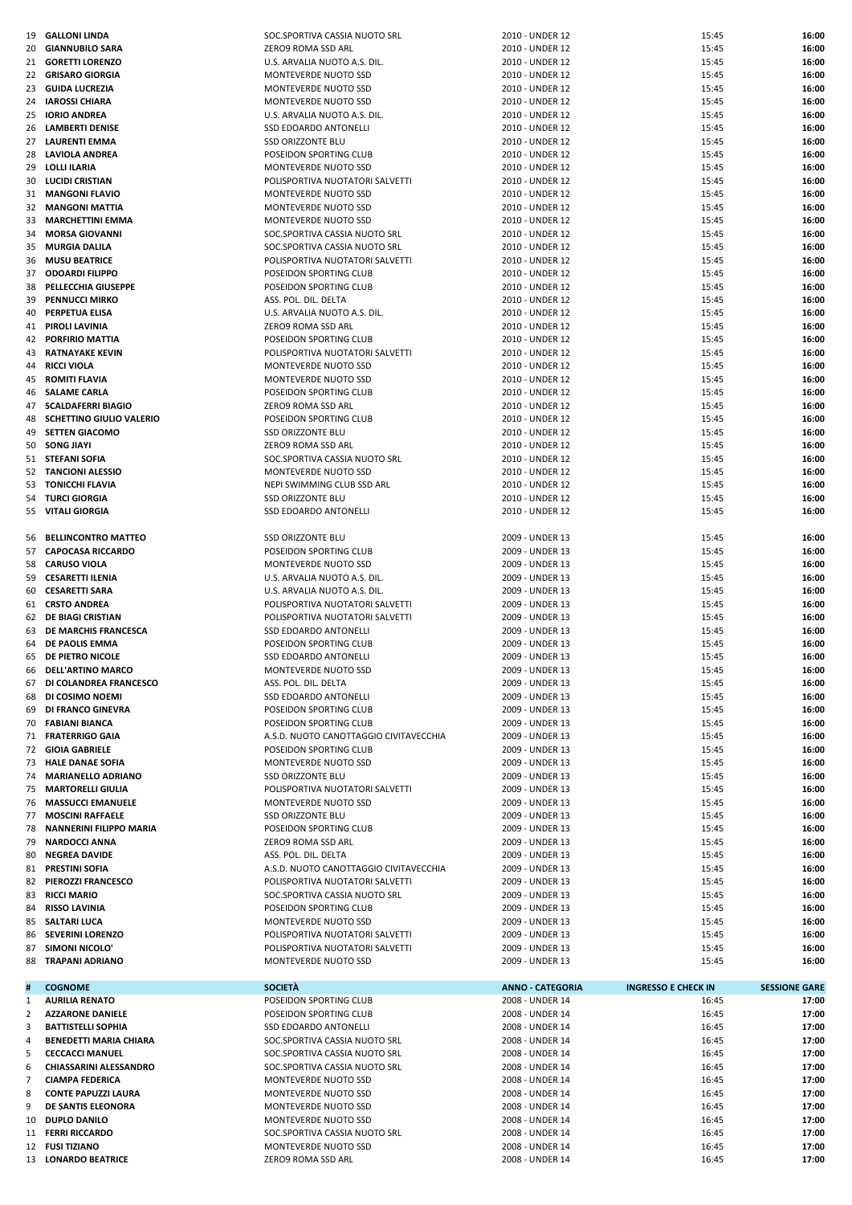| # | COGNOME | SOCIETÀ | ANNO - CATEGORIA | INGRESSO E CHECK IN | SESSIONE GARE |
|---|---|---|---|---|---|
| 19 | GALLONI LINDA | SOC.SPORTIVA CASSIA NUOTO SRL | 2010 - UNDER 12 | 15:45 | 16:00 |
| 20 | GIANNUBILO SARA | ZERO9 ROMA SSD ARL | 2010 - UNDER 12 | 15:45 | 16:00 |
| 21 | GORETTI LORENZO | U.S. ARVALIA NUOTO A.S. DIL. | 2010 - UNDER 12 | 15:45 | 16:00 |
| 22 | GRISARO GIORGIA | MONTEVERDE NUOTO SSD | 2010 - UNDER 12 | 15:45 | 16:00 |
| 23 | GUIDA LUCREZIA | MONTEVERDE NUOTO SSD | 2010 - UNDER 12 | 15:45 | 16:00 |
| 24 | IAROSSI CHIARA | MONTEVERDE NUOTO SSD | 2010 - UNDER 12 | 15:45 | 16:00 |
| 25 | IORIO ANDREA | U.S. ARVALIA NUOTO A.S. DIL. | 2010 - UNDER 12 | 15:45 | 16:00 |
| 26 | LAMBERTI DENISE | SSD EDOARDO ANTONELLI | 2010 - UNDER 12 | 15:45 | 16:00 |
| 27 | LAURENTI EMMA | SSD ORIZZONTE BLU | 2010 - UNDER 12 | 15:45 | 16:00 |
| 28 | LAVIOLA ANDREA | POSEIDON SPORTING CLUB | 2010 - UNDER 12 | 15:45 | 16:00 |
| 29 | LOLLI ILARIA | MONTEVERDE NUOTO SSD | 2010 - UNDER 12 | 15:45 | 16:00 |
| 30 | LUCIDI CRISTIAN | POLISPORTIVA NUOTATORI SALVETTI | 2010 - UNDER 12 | 15:45 | 16:00 |
| 31 | MANGONI FLAVIO | MONTEVERDE NUOTO SSD | 2010 - UNDER 12 | 15:45 | 16:00 |
| 32 | MANGONI MATTIA | MONTEVERDE NUOTO SSD | 2010 - UNDER 12 | 15:45 | 16:00 |
| 33 | MARCHETTINI EMMA | MONTEVERDE NUOTO SSD | 2010 - UNDER 12 | 15:45 | 16:00 |
| 34 | MORSA GIOVANNI | SOC.SPORTIVA CASSIA NUOTO SRL | 2010 - UNDER 12 | 15:45 | 16:00 |
| 35 | MURGIA DALILA | SOC.SPORTIVA CASSIA NUOTO SRL | 2010 - UNDER 12 | 15:45 | 16:00 |
| 36 | MUSU BEATRICE | POLISPORTIVA NUOTATORI SALVETTI | 2010 - UNDER 12 | 15:45 | 16:00 |
| 37 | ODOARDI FILIPPO | POSEIDON SPORTING CLUB | 2010 - UNDER 12 | 15:45 | 16:00 |
| 38 | PELLECCHIA GIUSEPPE | POSEIDON SPORTING CLUB | 2010 - UNDER 12 | 15:45 | 16:00 |
| 39 | PENNUCCI MIRKO | ASS. POL. DIL. DELTA | 2010 - UNDER 12 | 15:45 | 16:00 |
| 40 | PERPETUA ELISA | U.S. ARVALIA NUOTO A.S. DIL. | 2010 - UNDER 12 | 15:45 | 16:00 |
| 41 | PIROLI LAVINIA | ZERO9 ROMA SSD ARL | 2010 - UNDER 12 | 15:45 | 16:00 |
| 42 | PORFIRIO MATTIA | POSEIDON SPORTING CLUB | 2010 - UNDER 12 | 15:45 | 16:00 |
| 43 | RATNAYAKE KEVIN | POLISPORTIVA NUOTATORI SALVETTI | 2010 - UNDER 12 | 15:45 | 16:00 |
| 44 | RICCI VIOLA | MONTEVERDE NUOTO SSD | 2010 - UNDER 12 | 15:45 | 16:00 |
| 45 | ROMITI FLAVIA | MONTEVERDE NUOTO SSD | 2010 - UNDER 12 | 15:45 | 16:00 |
| 46 | SALAME CARLA | POSEIDON SPORTING CLUB | 2010 - UNDER 12 | 15:45 | 16:00 |
| 47 | SCALDAFERRI BIAGIO | ZERO9 ROMA SSD ARL | 2010 - UNDER 12 | 15:45 | 16:00 |
| 48 | SCHETTINO GIULIO VALERIO | POSEIDON SPORTING CLUB | 2010 - UNDER 12 | 15:45 | 16:00 |
| 49 | SETTEN GIACOMO | SSD ORIZZONTE BLU | 2010 - UNDER 12 | 15:45 | 16:00 |
| 50 | SONG JIAYI | ZERO9 ROMA SSD ARL | 2010 - UNDER 12 | 15:45 | 16:00 |
| 51 | STEFANI SOFIA | SOC.SPORTIVA CASSIA NUOTO SRL | 2010 - UNDER 12 | 15:45 | 16:00 |
| 52 | TANCIONI ALESSIO | MONTEVERDE NUOTO SSD | 2010 - UNDER 12 | 15:45 | 16:00 |
| 53 | TONICCHI FLAVIA | NEPI SWIMMING CLUB SSD ARL | 2010 - UNDER 12 | 15:45 | 16:00 |
| 54 | TURCI GIORGIA | SSD ORIZZONTE BLU | 2010 - UNDER 12 | 15:45 | 16:00 |
| 55 | VITALI GIORGIA | SSD EDOARDO ANTONELLI | 2010 - UNDER 12 | 15:45 | 16:00 |
| 56 | BELLINCONTRO MATTEO | SSD ORIZZONTE BLU | 2009 - UNDER 13 | 15:45 | 16:00 |
| 57 | CAPOCASA RICCARDO | POSEIDON SPORTING CLUB | 2009 - UNDER 13 | 15:45 | 16:00 |
| 58 | CARUSO VIOLA | MONTEVERDE NUOTO SSD | 2009 - UNDER 13 | 15:45 | 16:00 |
| 59 | CESARETTI ILENIA | U.S. ARVALIA NUOTO A.S. DIL. | 2009 - UNDER 13 | 15:45 | 16:00 |
| 60 | CESARETTI SARA | U.S. ARVALIA NUOTO A.S. DIL. | 2009 - UNDER 13 | 15:45 | 16:00 |
| 61 | CRSTO ANDREA | POLISPORTIVA NUOTATORI SALVETTI | 2009 - UNDER 13 | 15:45 | 16:00 |
| 62 | DE BIAGI CRISTIAN | POLISPORTIVA NUOTATORI SALVETTI | 2009 - UNDER 13 | 15:45 | 16:00 |
| 63 | DE MARCHIS FRANCESCA | SSD EDOARDO ANTONELLI | 2009 - UNDER 13 | 15:45 | 16:00 |
| 64 | DE PAOLIS EMMA | POSEIDON SPORTING CLUB | 2009 - UNDER 13 | 15:45 | 16:00 |
| 65 | DE PIETRO NICOLE | SSD EDOARDO ANTONELLI | 2009 - UNDER 13 | 15:45 | 16:00 |
| 66 | DELL'ARTINO MARCO | MONTEVERDE NUOTO SSD | 2009 - UNDER 13 | 15:45 | 16:00 |
| 67 | DI COLANDREA FRANCESCO | ASS. POL. DIL. DELTA | 2009 - UNDER 13 | 15:45 | 16:00 |
| 68 | DI COSIMO NOEMI | SSD EDOARDO ANTONELLI | 2009 - UNDER 13 | 15:45 | 16:00 |
| 69 | DI FRANCO GINEVRA | POSEIDON SPORTING CLUB | 2009 - UNDER 13 | 15:45 | 16:00 |
| 70 | FABIANI BIANCA | POSEIDON SPORTING CLUB | 2009 - UNDER 13 | 15:45 | 16:00 |
| 71 | FRATERRIGO GAIA | A.S.D. NUOTO CANOTTAGGIO CIVITAVECCHIA | 2009 - UNDER 13 | 15:45 | 16:00 |
| 72 | GIOIA GABRIELE | POSEIDON SPORTING CLUB | 2009 - UNDER 13 | 15:45 | 16:00 |
| 73 | HALE DANAE SOFIA | MONTEVERDE NUOTO SSD | 2009 - UNDER 13 | 15:45 | 16:00 |
| 74 | MARIANELLO ADRIANO | SSD ORIZZONTE BLU | 2009 - UNDER 13 | 15:45 | 16:00 |
| 75 | MARTORELLI GIULIA | POLISPORTIVA NUOTATORI SALVETTI | 2009 - UNDER 13 | 15:45 | 16:00 |
| 76 | MASSUCCI EMANUELE | MONTEVERDE NUOTO SSD | 2009 - UNDER 13 | 15:45 | 16:00 |
| 77 | MOSCINI RAFFAELE | SSD ORIZZONTE BLU | 2009 - UNDER 13 | 15:45 | 16:00 |
| 78 | NANNERINI FILIPPO MARIA | POSEIDON SPORTING CLUB | 2009 - UNDER 13 | 15:45 | 16:00 |
| 79 | NARDOCCI ANNA | ZERO9 ROMA SSD ARL | 2009 - UNDER 13 | 15:45 | 16:00 |
| 80 | NEGREA DAVIDE | ASS. POL. DIL. DELTA | 2009 - UNDER 13 | 15:45 | 16:00 |
| 81 | PRESTINI SOFIA | A.S.D. NUOTO CANOTTAGGIO CIVITAVECCHIA | 2009 - UNDER 13 | 15:45 | 16:00 |
| 82 | PIEROZZI FRANCESCO | POLISPORTIVA NUOTATORI SALVETTI | 2009 - UNDER 13 | 15:45 | 16:00 |
| 83 | RICCI MARIO | SOC.SPORTIVA CASSIA NUOTO SRL | 2009 - UNDER 13 | 15:45 | 16:00 |
| 84 | RISSO LAVINIA | POSEIDON SPORTING CLUB | 2009 - UNDER 13 | 15:45 | 16:00 |
| 85 | SALTARI LUCA | MONTEVERDE NUOTO SSD | 2009 - UNDER 13 | 15:45 | 16:00 |
| 86 | SEVERINI LORENZO | POLISPORTIVA NUOTATORI SALVETTI | 2009 - UNDER 13 | 15:45 | 16:00 |
| 87 | SIMONI NICOLO' | POLISPORTIVA NUOTATORI SALVETTI | 2009 - UNDER 13 | 15:45 | 16:00 |
| 88 | TRAPANI ADRIANO | MONTEVERDE NUOTO SSD | 2009 - UNDER 13 | 15:45 | 16:00 |

| # | COGNOME | SOCIETÀ | ANNO - CATEGORIA | INGRESSO E CHECK IN | SESSIONE GARE |
|---|---|---|---|---|---|
| 1 | AURILIA RENATO | POSEIDON SPORTING CLUB | 2008 - UNDER 14 | 16:45 | 17:00 |
| 2 | AZZARONE DANIELE | POSEIDON SPORTING CLUB | 2008 - UNDER 14 | 16:45 | 17:00 |
| 3 | BATTISTELLI SOPHIA | SSD EDOARDO ANTONELLI | 2008 - UNDER 14 | 16:45 | 17:00 |
| 4 | BENEDETTI MARIA CHIARA | SOC.SPORTIVA CASSIA NUOTO SRL | 2008 - UNDER 14 | 16:45 | 17:00 |
| 5 | CECCACCI MANUEL | SOC.SPORTIVA CASSIA NUOTO SRL | 2008 - UNDER 14 | 16:45 | 17:00 |
| 6 | CHIASSARINI ALESSANDRO | SOC.SPORTIVA CASSIA NUOTO SRL | 2008 - UNDER 14 | 16:45 | 17:00 |
| 7 | CIAMPA FEDERICA | MONTEVERDE NUOTO SSD | 2008 - UNDER 14 | 16:45 | 17:00 |
| 8 | CONTE PAPUZZI LAURA | MONTEVERDE NUOTO SSD | 2008 - UNDER 14 | 16:45 | 17:00 |
| 9 | DE SANTIS ELEONORA | MONTEVERDE NUOTO SSD | 2008 - UNDER 14 | 16:45 | 17:00 |
| 10 | DUPLO DANILO | MONTEVERDE NUOTO SSD | 2008 - UNDER 14 | 16:45 | 17:00 |
| 11 | FERRI RICCARDO | SOC.SPORTIVA CASSIA NUOTO SRL | 2008 - UNDER 14 | 16:45 | 17:00 |
| 12 | FUSI TIZIANO | MONTEVERDE NUOTO SSD | 2008 - UNDER 14 | 16:45 | 17:00 |
| 13 | LONARDO BEATRICE | ZERO9 ROMA SSD ARL | 2008 - UNDER 14 | 16:45 | 17:00 |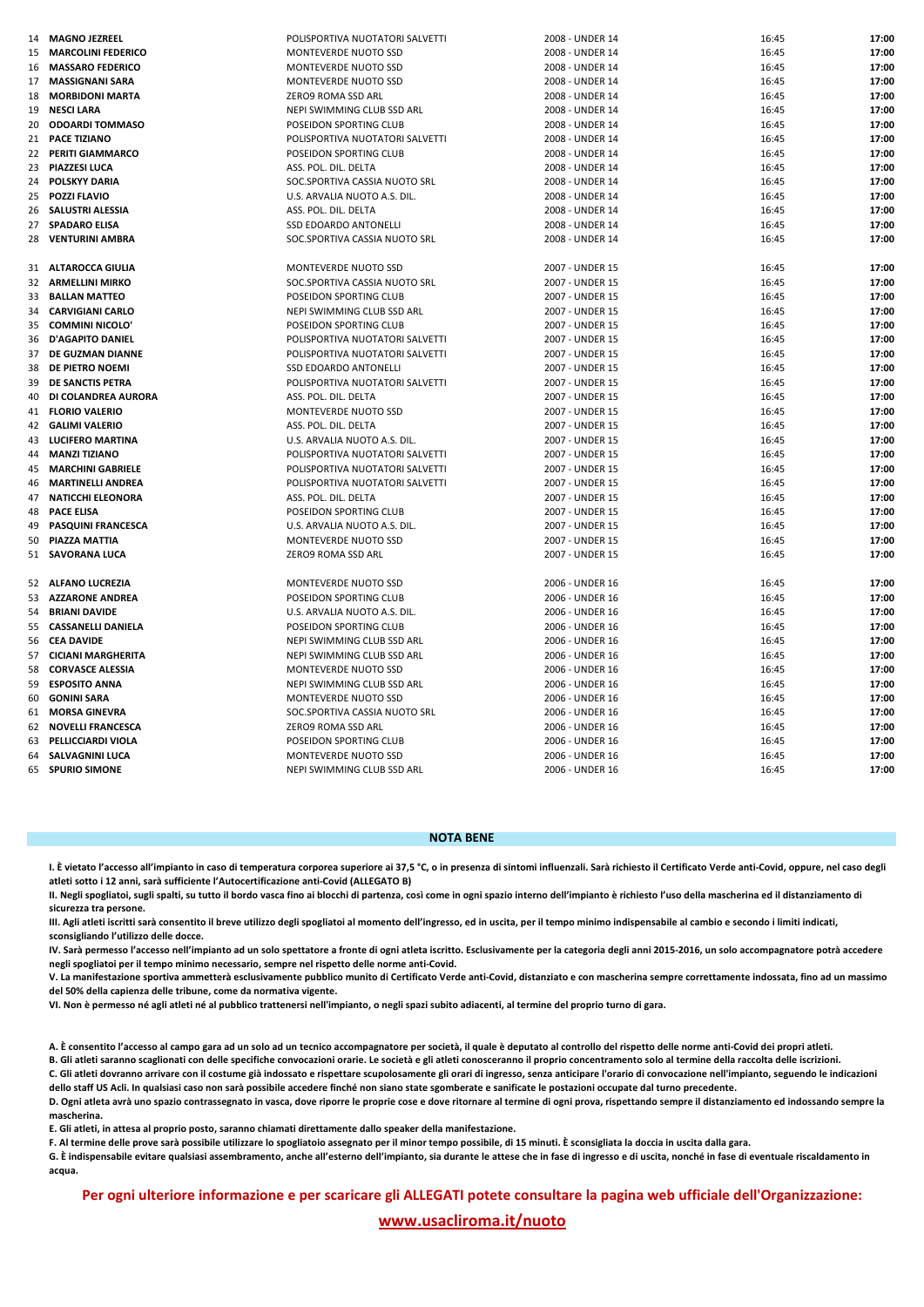| | | | | | |
|---|---|---|---|---|---|
| 14 | **MAGNO JEZREEL** | POLISPORTIVA NUOTATORI SALVETTI | 2008 - UNDER 14 | 16:45 | **17:00** |
| 15 | **MARCOLINI FEDERICO** | MONTEVERDE NUOTO SSD | 2008 - UNDER 14 | 16:45 | **17:00** |
| 16 | **MASSARO FEDERICO** | MONTEVERDE NUOTO SSD | 2008 - UNDER 14 | 16:45 | **17:00** |
| 17 | **MASSIGNANI SARA** | MONTEVERDE NUOTO SSD | 2008 - UNDER 14 | 16:45 | **17:00** |
| 18 | **MORBIDONI MARTA** | ZERO9 ROMA SSD ARL | 2008 - UNDER 14 | 16:45 | **17:00** |
| 19 | **NESCI LARA** | NEPI SWIMMING CLUB SSD ARL | 2008 - UNDER 14 | 16:45 | **17:00** |
| 20 | **ODOARDI TOMMASO** | POSEIDON SPORTING CLUB | 2008 - UNDER 14 | 16:45 | **17:00** |
| 21 | **PACE TIZIANO** | POLISPORTIVA NUOTATORI SALVETTI | 2008 - UNDER 14 | 16:45 | **17:00** |
| 22 | **PERITI GIAMMARCO** | POSEIDON SPORTING CLUB | 2008 - UNDER 14 | 16:45 | **17:00** |
| 23 | **PIAZZESI LUCA** | ASS. POL. DIL. DELTA | 2008 - UNDER 14 | 16:45 | **17:00** |
| 24 | **POLSKYY DARIA** | SOC.SPORTIVA CASSIA NUOTO SRL | 2008 - UNDER 14 | 16:45 | **17:00** |
| 25 | **POZZI FLAVIO** | U.S. ARVALIA NUOTO A.S. DIL. | 2008 - UNDER 14 | 16:45 | **17:00** |
| 26 | **SALUSTRI ALESSIA** | ASS. POL. DIL. DELTA | 2008 - UNDER 14 | 16:45 | **17:00** |
| 27 | **SPADARO ELISA** | SSD EDOARDO ANTONELLI | 2008 - UNDER 14 | 16:45 | **17:00** |
| 28 | **VENTURINI AMBRA** | SOC.SPORTIVA CASSIA NUOTO SRL | 2008 - UNDER 14 | 16:45 | **17:00** |
| 31 | **ALTAROCCA GIULIA** | MONTEVERDE NUOTO SSD | 2007 - UNDER 15 | 16:45 | **17:00** |
| 32 | **ARMELLINI MIRKO** | SOC.SPORTIVA CASSIA NUOTO SRL | 2007 - UNDER 15 | 16:45 | **17:00** |
| 33 | **BALLAN MATTEO** | POSEIDON SPORTING CLUB | 2007 - UNDER 15 | 16:45 | **17:00** |
| 34 | **CARVIGIANI CARLO** | NEPI SWIMMING CLUB SSD ARL | 2007 - UNDER 15 | 16:45 | **17:00** |
| 35 | **COMMINI NICOLO'** | POSEIDON SPORTING CLUB | 2007 - UNDER 15 | 16:45 | **17:00** |
| 36 | **D'AGAPITO DANIEL** | POLISPORTIVA NUOTATORI SALVETTI | 2007 - UNDER 15 | 16:45 | **17:00** |
| 37 | **DE GUZMAN DIANNE** | POLISPORTIVA NUOTATORI SALVETTI | 2007 - UNDER 15 | 16:45 | **17:00** |
| 38 | **DE PIETRO NOEMI** | SSD EDOARDO ANTONELLI | 2007 - UNDER 15 | 16:45 | **17:00** |
| 39 | **DE SANCTIS PETRA** | POLISPORTIVA NUOTATORI SALVETTI | 2007 - UNDER 15 | 16:45 | **17:00** |
| 40 | **DI COLANDREA AURORA** | ASS. POL. DIL. DELTA | 2007 - UNDER 15 | 16:45 | **17:00** |
| 41 | **FLORIO VALERIO** | MONTEVERDE NUOTO SSD | 2007 - UNDER 15 | 16:45 | **17:00** |
| 42 | **GALIMI VALERIO** | ASS. POL. DIL. DELTA | 2007 - UNDER 15 | 16:45 | **17:00** |
| 43 | **LUCIFERO MARTINA** | U.S. ARVALIA NUOTO A.S. DIL. | 2007 - UNDER 15 | 16:45 | **17:00** |
| 44 | **MANZI TIZIANO** | POLISPORTIVA NUOTATORI SALVETTI | 2007 - UNDER 15 | 16:45 | **17:00** |
| 45 | **MARCHINI GABRIELE** | POLISPORTIVA NUOTATORI SALVETTI | 2007 - UNDER 15 | 16:45 | **17:00** |
| 46 | **MARTINELLI ANDREA** | POLISPORTIVA NUOTATORI SALVETTI | 2007 - UNDER 15 | 16:45 | **17:00** |
| 47 | **NATICCHI ELEONORA** | ASS. POL. DIL. DELTA | 2007 - UNDER 15 | 16:45 | **17:00** |
| 48 | **PACE ELISA** | POSEIDON SPORTING CLUB | 2007 - UNDER 15 | 16:45 | **17:00** |
| 49 | **PASQUINI FRANCESCA** | U.S. ARVALIA NUOTO A.S. DIL. | 2007 - UNDER 15 | 16:45 | **17:00** |
| 50 | **PIAZZA MATTIA** | MONTEVERDE NUOTO SSD | 2007 - UNDER 15 | 16:45 | **17:00** |
| 51 | **SAVORANA LUCA** | ZERO9 ROMA SSD ARL | 2007 - UNDER 15 | 16:45 | **17:00** |
| 52 | **ALFANO LUCREZIA** | MONTEVERDE NUOTO SSD | 2006 - UNDER 16 | 16:45 | **17:00** |
| 53 | **AZZARONE ANDREA** | POSEIDON SPORTING CLUB | 2006 - UNDER 16 | 16:45 | **17:00** |
| 54 | **BRIANI DAVIDE** | U.S. ARVALIA NUOTO A.S. DIL. | 2006 - UNDER 16 | 16:45 | **17:00** |
| 55 | **CASSANELLI DANIELA** | POSEIDON SPORTING CLUB | 2006 - UNDER 16 | 16:45 | **17:00** |
| 56 | **CEA DAVIDE** | NEPI SWIMMING CLUB SSD ARL | 2006 - UNDER 16 | 16:45 | **17:00** |
| 57 | **CICIANI MARGHERITA** | NEPI SWIMMING CLUB SSD ARL | 2006 - UNDER 16 | 16:45 | **17:00** |
| 58 | **CORVASCE ALESSIA** | MONTEVERDE NUOTO SSD | 2006 - UNDER 16 | 16:45 | **17:00** |
| 59 | **ESPOSITO ANNA** | NEPI SWIMMING CLUB SSD ARL | 2006 - UNDER 16 | 16:45 | **17:00** |
| 60 | **GONINI SARA** | MONTEVERDE NUOTO SSD | 2006 - UNDER 16 | 16:45 | **17:00** |
| 61 | **MORSA GINEVRA** | SOC.SPORTIVA CASSIA NUOTO SRL | 2006 - UNDER 16 | 16:45 | **17:00** |
| 62 | **NOVELLI FRANCESCA** | ZERO9 ROMA SSD ARL | 2006 - UNDER 16 | 16:45 | **17:00** |
| 63 | **PELLICCIARDI VIOLA** | POSEIDON SPORTING CLUB | 2006 - UNDER 16 | 16:45 | **17:00** |
| 64 | **SALVAGNINI LUCA** | MONTEVERDE NUOTO SSD | 2006 - UNDER 16 | 16:45 | **17:00** |
| 65 | **SPURIO SIMONE** | NEPI SWIMMING CLUB SSD ARL | 2006 - UNDER 16 | 16:45 | **17:00** |

## NOTA BENE

**I. È vietato l'accesso all'impianto in caso di temperatura corporea superiore ai 37,5 °C, o in presenza di sintomi influenzali. Sarà richiesto il Certificato Verde anti-Covid, oppure, nel caso degli atleti sotto i 12 anni, sarà sufficiente l'Autocertificazione anti-Covid (ALLEGATO B)**

**II. Negli spogliatoi, sugli spalti, su tutto il bordo vasca fino ai blocchi di partenza, così come in ogni spazio interno dell'impianto è richiesto l'uso della mascherina ed il distanziamento di sicurezza tra persone.**

**III. Agli atleti iscritti sarà consentito il breve utilizzo degli spogliatoi al momento dell'ingresso, ed in uscita, per il tempo minimo indispensabile al cambio e secondo i limiti indicati, sconsigliando l'utilizzo delle docce.**

**IV. Sarà permesso l'accesso nell'impianto ad un solo spettatore a fronte di ogni atleta iscritto. Esclusivamente per la categoria degli anni 2015-2016, un solo accompagnatore potrà accedere negli spogliatoi per il tempo minimo necessario, sempre nel rispetto delle norme anti-Covid.**

**V. La manifestazione sportiva ammetterà esclusivamente pubblico munito di Certificato Verde anti-Covid, distanziato e con mascherina sempre correttamente indossata, fino ad un massimo del 50% della capienza delle tribune, come da normativa vigente.**

**VI. Non è permesso né agli atleti né al pubblico trattenersi nell'impianto, o negli spazi subito adiacenti, al termine del proprio turno di gara.**

**A. È consentito l'accesso al campo gara ad un solo ad un tecnico accompagnatore per società, il quale è deputato al controllo del rispetto delle norme anti-Covid dei propri atleti.**

**B. Gli atleti saranno scaglionati con delle specifiche convocazioni orarie. Le società e gli atleti conosceranno il proprio concentramento solo al termine della raccolta delle iscrizioni.**

**C. Gli atleti dovranno arrivare con il costume già indossato e rispettare scupolosamente gli orari di ingresso, senza anticipare l'orario di convocazione nell'impianto, seguendo le indicazioni dello staff US Acli. In qualsiasi caso non sarà possibile accedere finché non siano state sgomberate e sanificate le postazioni occupate dal turno precedente.**

**D. Ogni atleta avrà uno spazio contrassegnato in vasca, dove riporre le proprie cose e dove ritornare al termine di ogni prova, rispettando sempre il distanziamento ed indossando sempre la mascherina.**

**E. Gli atleti, in attesa al proprio posto, saranno chiamati direttamente dallo speaker della manifestazione.**

**F. Al termine delle prove sarà possibile utilizzare lo spogliatoio assegnato per il minor tempo possibile, di 15 minuti. È sconsigliata la doccia in uscita dalla gara.**

**G. È indispensabile evitare qualsiasi assembramento, anche all'esterno dell'impianto, sia durante le attese che in fase di ingresso e di uscita, nonché in fase di eventuale riscaldamento in acqua.**

**Per ogni ulteriore informazione e per scaricare gli ALLEGATI potete consultare la pagina web ufficiale dell'Organizzazione:**

**www.usacliroma.it/nuoto**